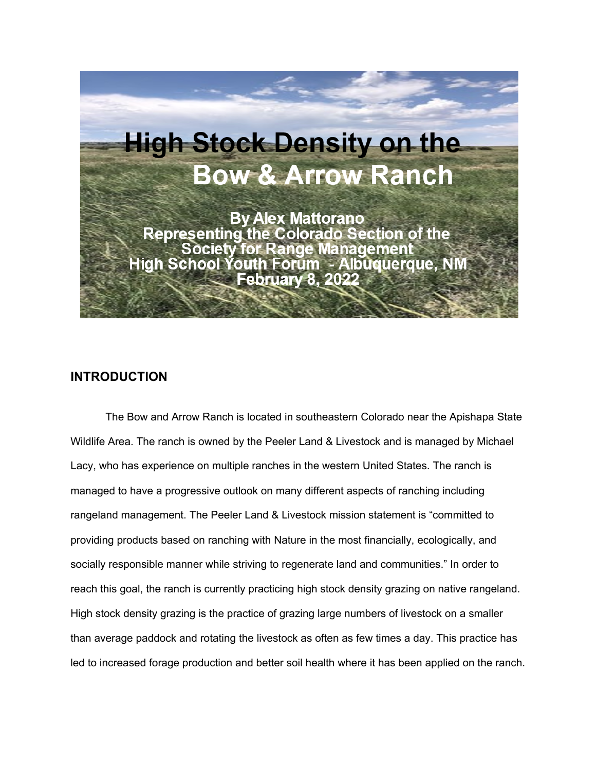# High Stock Density on the Bow & Arrow Ranch

**By Alex Mattorano**
**Representing the Colorado Section of the Society for Range Management**
**High School Youth Forum - Albuquerque, NM**
**February 8, 2022**

## INTRODUCTION

The Bow and Arrow Ranch is located in southeastern Colorado near the Apishapa State Wildlife Area. The ranch is owned by the Peeler Land & Livestock and is managed by Michael Lacy, who has experience on multiple ranches in the western United States. The ranch is managed to have a progressive outlook on many different aspects of ranching including rangeland management. The Peeler Land & Livestock mission statement is "committed to providing products based on ranching with Nature in the most financially, ecologically, and socially responsible manner while striving to regenerate land and communities." In order to reach this goal, the ranch is currently practicing high stock density grazing on native rangeland. High stock density grazing is the practice of grazing large numbers of livestock on a smaller than average paddock and rotating the livestock as often as few times a day. This practice has led to increased forage production and better soil health where it has been applied on the ranch.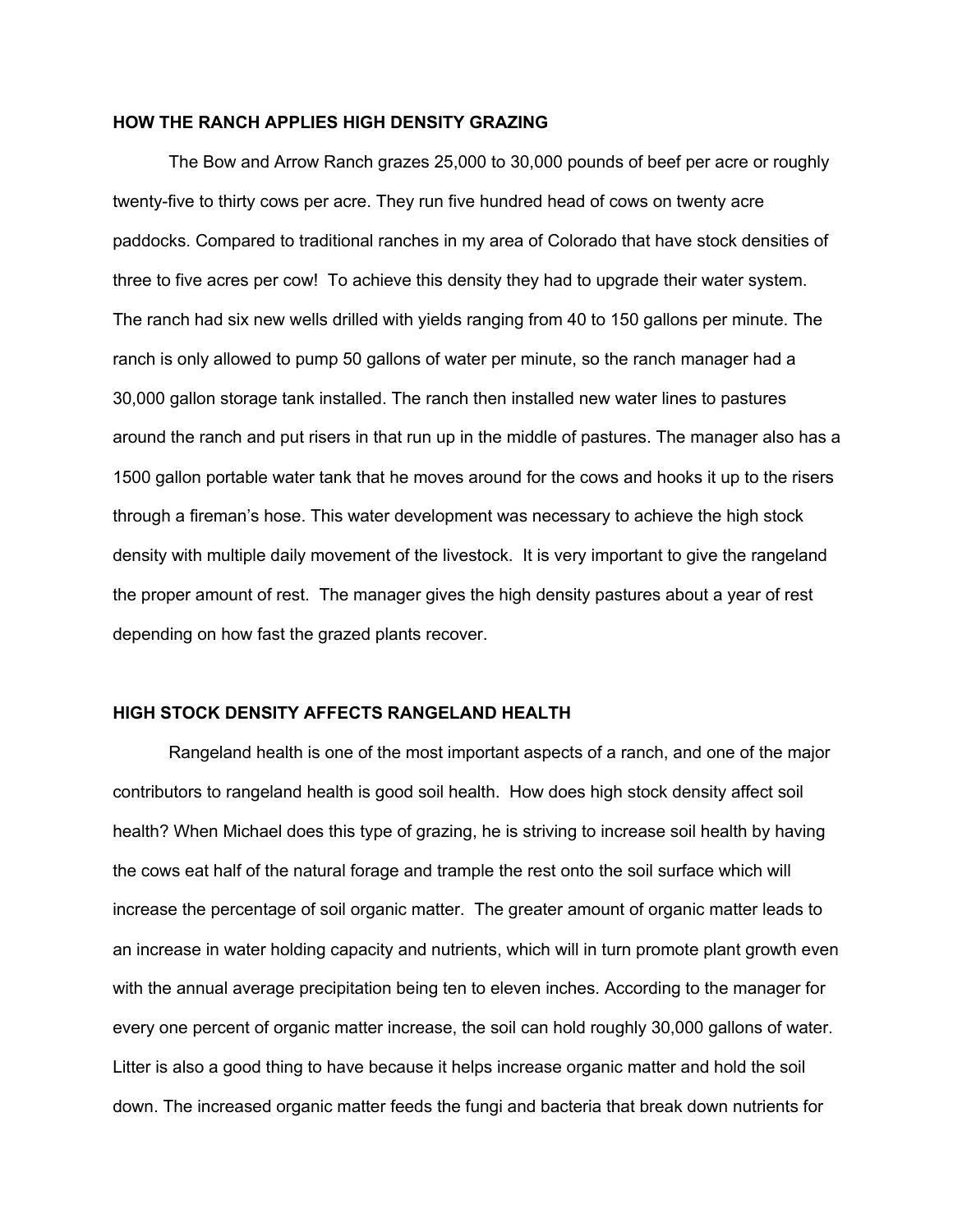## HOW THE RANCH APPLIES HIGH DENSITY GRAZING

The Bow and Arrow Ranch grazes 25,000 to 30,000 pounds of beef per acre or roughly twenty-five to thirty cows per acre. They run five hundred head of cows on twenty acre paddocks. Compared to traditional ranches in my area of Colorado that have stock densities of three to five acres per cow! To achieve this density they had to upgrade their water system. The ranch had six new wells drilled with yields ranging from 40 to 150 gallons per minute. The ranch is only allowed to pump 50 gallons of water per minute, so the ranch manager had a 30,000 gallon storage tank installed. The ranch then installed new water lines to pastures around the ranch and put risers in that run up in the middle of pastures. The manager also has a 1500 gallon portable water tank that he moves around for the cows and hooks it up to the risers through a fireman's hose. This water development was necessary to achieve the high stock density with multiple daily movement of the livestock. It is very important to give the rangeland the proper amount of rest. The manager gives the high density pastures about a year of rest depending on how fast the grazed plants recover.

## HIGH STOCK DENSITY AFFECTS RANGELAND HEALTH

Rangeland health is one of the most important aspects of a ranch, and one of the major contributors to rangeland health is good soil health. How does high stock density affect soil health? When Michael does this type of grazing, he is striving to increase soil health by having the cows eat half of the natural forage and trample the rest onto the soil surface which will increase the percentage of soil organic matter. The greater amount of organic matter leads to an increase in water holding capacity and nutrients, which will in turn promote plant growth even with the annual average precipitation being ten to eleven inches. According to the manager for every one percent of organic matter increase, the soil can hold roughly 30,000 gallons of water. Litter is also a good thing to have because it helps increase organic matter and hold the soil down. The increased organic matter feeds the fungi and bacteria that break down nutrients for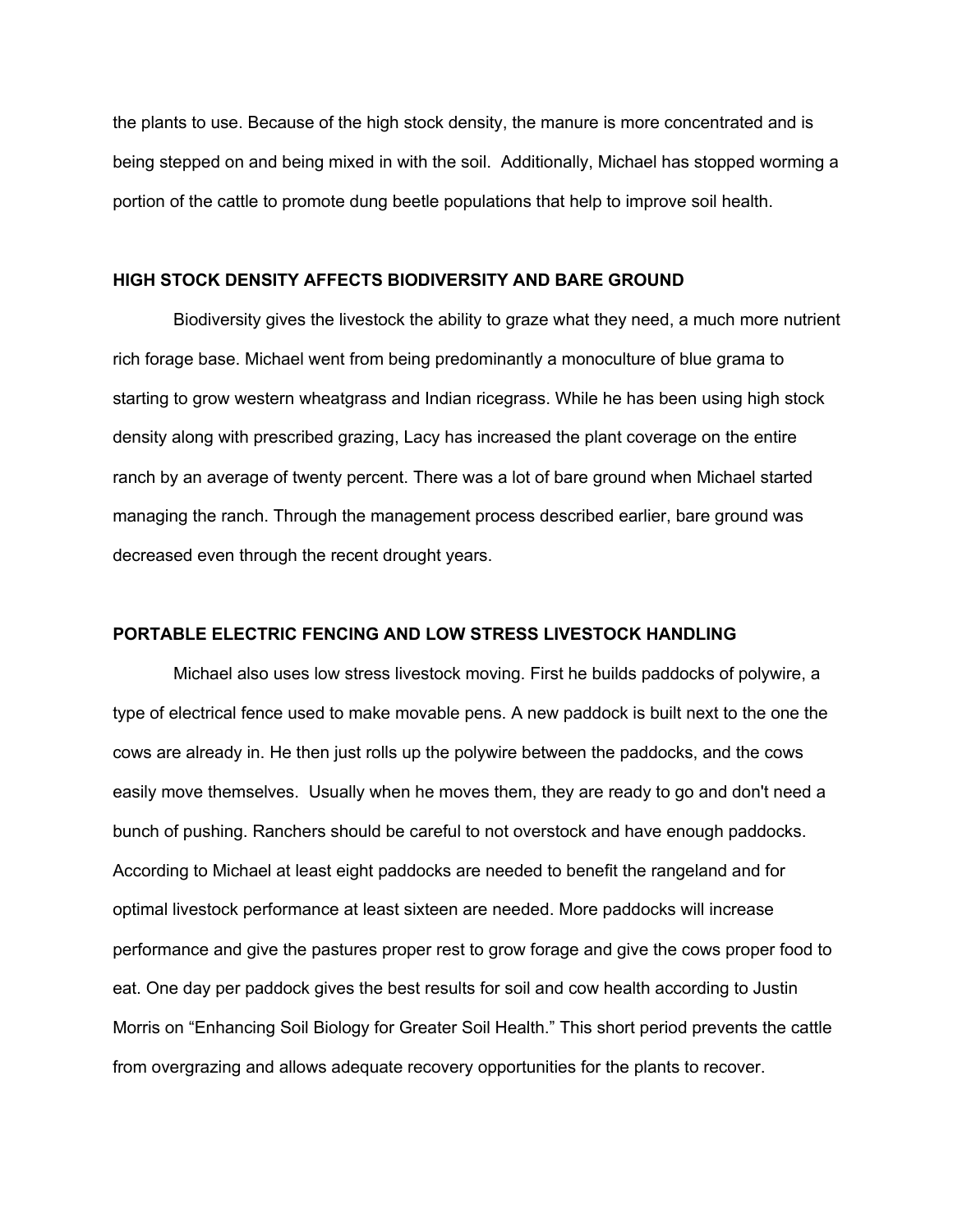the plants to use. Because of the high stock density, the manure is more concentrated and is being stepped on and being mixed in with the soil.  Additionally, Michael has stopped worming a portion of the cattle to promote dung beetle populations that help to improve soil health.

## HIGH STOCK DENSITY AFFECTS BIODIVERSITY AND BARE GROUND

Biodiversity gives the livestock the ability to graze what they need, a much more nutrient rich forage base. Michael went from being predominantly a monoculture of blue grama to starting to grow western wheatgrass and Indian ricegrass. While he has been using high stock density along with prescribed grazing, Lacy has increased the plant coverage on the entire ranch by an average of twenty percent. There was a lot of bare ground when Michael started managing the ranch. Through the management process described earlier, bare ground was decreased even through the recent drought years.

## PORTABLE ELECTRIC FENCING AND LOW STRESS LIVESTOCK HANDLING

Michael also uses low stress livestock moving. First he builds paddocks of polywire, a type of electrical fence used to make movable pens. A new paddock is built next to the one the cows are already in. He then just rolls up the polywire between the paddocks, and the cows easily move themselves.  Usually when he moves them, they are ready to go and don't need a bunch of pushing. Ranchers should be careful to not overstock and have enough paddocks. According to Michael at least eight paddocks are needed to benefit the rangeland and for optimal livestock performance at least sixteen are needed. More paddocks will increase performance and give the pastures proper rest to grow forage and give the cows proper food to eat. One day per paddock gives the best results for soil and cow health according to Justin Morris on "Enhancing Soil Biology for Greater Soil Health." This short period prevents the cattle from overgrazing and allows adequate recovery opportunities for the plants to recover.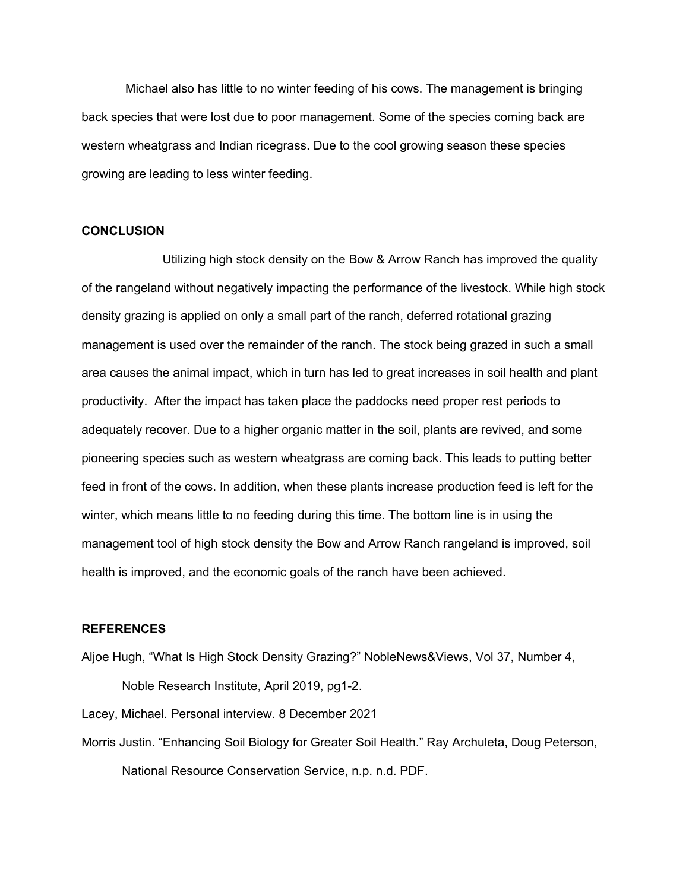Michael also has little to no winter feeding of his cows. The management is bringing back species that were lost due to poor management. Some of the species coming back are western wheatgrass and Indian ricegrass. Due to the cool growing season these species growing are leading to less winter feeding.

## CONCLUSION

Utilizing high stock density on the Bow & Arrow Ranch has improved the quality of the rangeland without negatively impacting the performance of the livestock. While high stock density grazing is applied on only a small part of the ranch, deferred rotational grazing management is used over the remainder of the ranch. The stock being grazed in such a small area causes the animal impact, which in turn has led to great increases in soil health and plant productivity. After the impact has taken place the paddocks need proper rest periods to adequately recover. Due to a higher organic matter in the soil, plants are revived, and some pioneering species such as western wheatgrass are coming back. This leads to putting better feed in front of the cows. In addition, when these plants increase production feed is left for the winter, which means little to no feeding during this time. The bottom line is in using the management tool of high stock density the Bow and Arrow Ranch rangeland is improved, soil health is improved, and the economic goals of the ranch have been achieved.

## REFERENCES

Aljoe Hugh, "What Is High Stock Density Grazing?" NobleNews&Views, Vol 37, Number 4, Noble Research Institute, April 2019, pg1-2.

Lacey, Michael. Personal interview. 8 December 2021

Morris Justin. "Enhancing Soil Biology for Greater Soil Health." Ray Archuleta, Doug Peterson, National Resource Conservation Service, n.p. n.d. PDF.